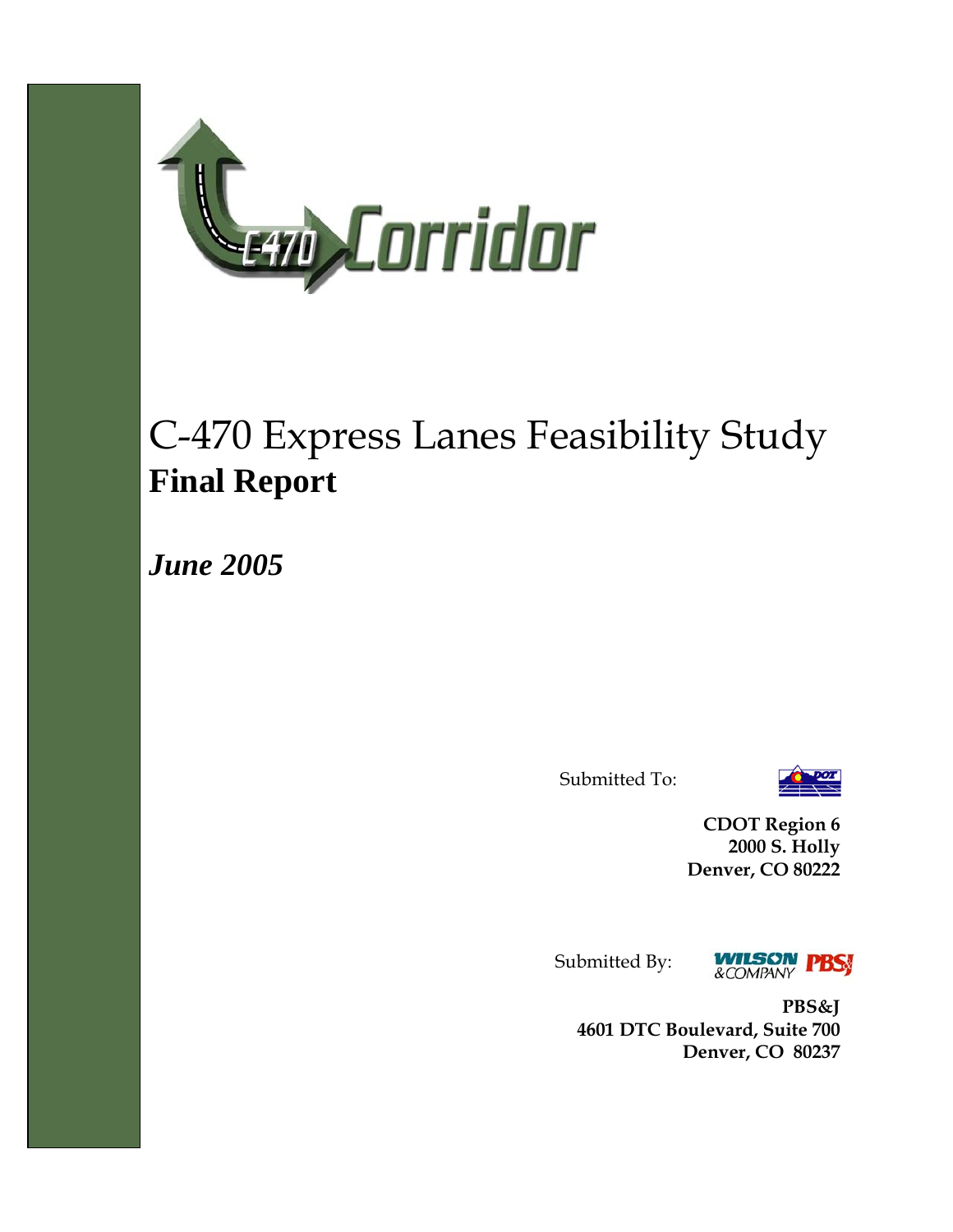# C-470 Express Lanes Feasibility Study

## Final Report

***June 2005***

Submitted To:

**CDOT Region 6**
**2000 S. Holly**
**Denver, CO 80222**

Submitted By:

**PBS&J**
**4601 DTC Boulevard, Suite 700**
**Denver, CO 80237**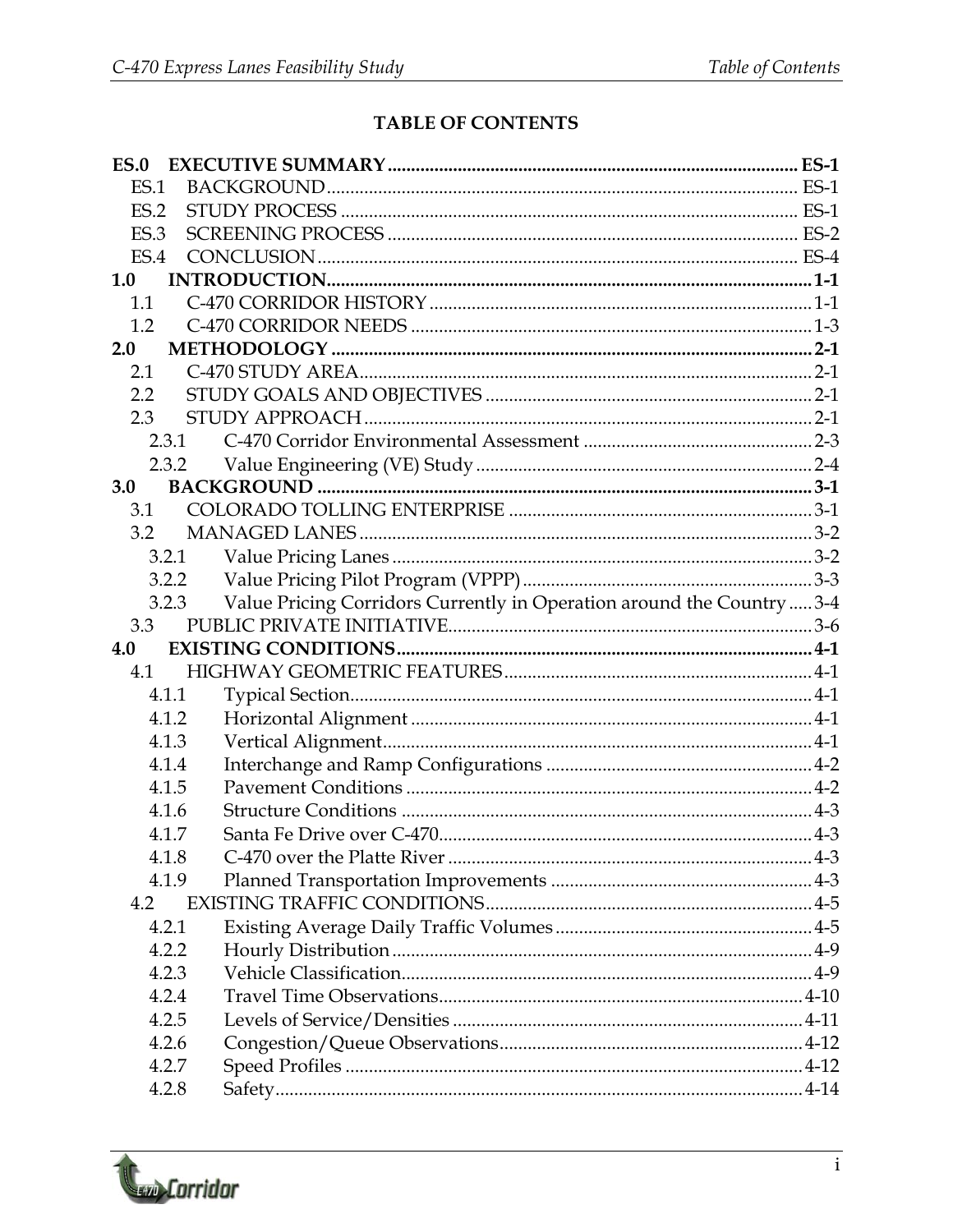# TABLE OF CONTENTS

**ES.0 EXECUTIVE SUMMARY ........ ES-1**
- ES.1 BACKGROUND ........ ES-1
- ES.2 STUDY PROCESS ........ ES-1
- ES.3 SCREENING PROCESS ........ ES-2
- ES.4 CONCLUSION ........ ES-4

**1.0 INTRODUCTION ........ 1-1**
- 1.1 C-470 CORRIDOR HISTORY ........ 1-1
- 1.2 C-470 CORRIDOR NEEDS ........ 1-3

**2.0 METHODOLOGY ........ 2-1**
- 2.1 C-470 STUDY AREA ........ 2-1
- 2.2 STUDY GOALS AND OBJECTIVES ........ 2-1
- 2.3 STUDY APPROACH ........ 2-1
  - 2.3.1 C-470 Corridor Environmental Assessment ........ 2-3
  - 2.3.2 Value Engineering (VE) Study ........ 2-4

**3.0 BACKGROUND ........ 3-1**
- 3.1 COLORADO TOLLING ENTERPRISE ........ 3-1
- 3.2 MANAGED LANES ........ 3-2
  - 3.2.1 Value Pricing Lanes ........ 3-2
  - 3.2.2 Value Pricing Pilot Program (VPPP) ........ 3-3
  - 3.2.3 Value Pricing Corridors Currently in Operation around the Country ........ 3-4
- 3.3 PUBLIC PRIVATE INITIATIVE ........ 3-6

**4.0 EXISTING CONDITIONS ........ 4-1**
- 4.1 HIGHWAY GEOMETRIC FEATURES ........ 4-1
  - 4.1.1 Typical Section ........ 4-1
  - 4.1.2 Horizontal Alignment ........ 4-1
  - 4.1.3 Vertical Alignment ........ 4-1
  - 4.1.4 Interchange and Ramp Configurations ........ 4-2
  - 4.1.5 Pavement Conditions ........ 4-2
  - 4.1.6 Structure Conditions ........ 4-3
  - 4.1.7 Santa Fe Drive over C-470 ........ 4-3
  - 4.1.8 C-470 over the Platte River ........ 4-3
  - 4.1.9 Planned Transportation Improvements ........ 4-3
- 4.2 EXISTING TRAFFIC CONDITIONS ........ 4-5
  - 4.2.1 Existing Average Daily Traffic Volumes ........ 4-5
  - 4.2.2 Hourly Distribution ........ 4-9
  - 4.2.3 Vehicle Classification ........ 4-9
  - 4.2.4 Travel Time Observations ........ 4-10
  - 4.2.5 Levels of Service/Densities ........ 4-11
  - 4.2.6 Congestion/Queue Observations ........ 4-12
  - 4.2.7 Speed Profiles ........ 4-12
  - 4.2.8 Safety ........ 4-14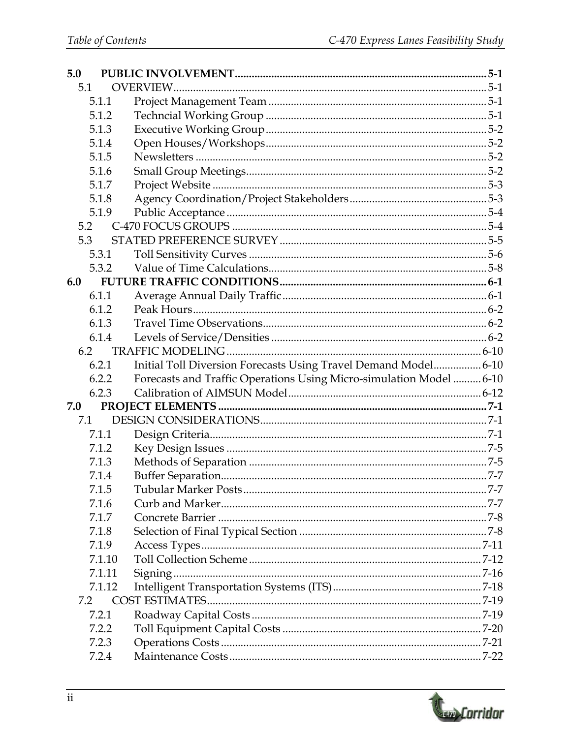| | | |
|---|---|---|
| **5.0** | **PUBLIC INVOLVEMENT** | **5-1** |
| 5.1 | OVERVIEW | 5-1 |
| 5.1.1 | Project Management Team | 5-1 |
| 5.1.2 | Techncial Working Group | 5-1 |
| 5.1.3 | Executive Working Group | 5-2 |
| 5.1.4 | Open Houses/Workshops | 5-2 |
| 5.1.5 | Newsletters | 5-2 |
| 5.1.6 | Small Group Meetings | 5-2 |
| 5.1.7 | Project Website | 5-3 |
| 5.1.8 | Agency Coordination/Project Stakeholders | 5-3 |
| 5.1.9 | Public Acceptance | 5-4 |
| 5.2 | C-470 FOCUS GROUPS | 5-4 |
| 5.3 | STATED PREFERENCE SURVEY | 5-5 |
| 5.3.1 | Toll Sensitivity Curves | 5-6 |
| 5.3.2 | Value of Time Calculations | 5-8 |
| **6.0** | **FUTURE TRAFFIC CONDITIONS** | **6-1** |
| 6.1.1 | Average Annual Daily Traffic | 6-1 |
| 6.1.2 | Peak Hours | 6-2 |
| 6.1.3 | Travel Time Observations | 6-2 |
| 6.1.4 | Levels of Service/Densities | 6-2 |
| 6.2 | TRAFFIC MODELING | 6-10 |
| 6.2.1 | Initial Toll Diversion Forecasts Using Travel Demand Model | 6-10 |
| 6.2.2 | Forecasts and Traffic Operations Using Micro-simulation Model | 6-10 |
| 6.2.3 | Calibration of AIMSUN Model | 6-12 |
| **7.0** | **PROJECT ELEMENTS** | **7-1** |
| 7.1 | DESIGN CONSIDERATIONS | 7-1 |
| 7.1.1 | Design Criteria | 7-1 |
| 7.1.2 | Key Design Issues | 7-5 |
| 7.1.3 | Methods of Separation | 7-5 |
| 7.1.4 | Buffer Separation | 7-7 |
| 7.1.5 | Tubular Marker Posts | 7-7 |
| 7.1.6 | Curb and Marker | 7-7 |
| 7.1.7 | Concrete Barrier | 7-8 |
| 7.1.8 | Selection of Final Typical Section | 7-8 |
| 7.1.9 | Access Types | 7-11 |
| 7.1.10 | Toll Collection Scheme | 7-12 |
| 7.1.11 | Signing | 7-16 |
| 7.1.12 | Intelligent Transportation Systems (ITS) | 7-18 |
| 7.2 | COST ESTIMATES | 7-19 |
| 7.2.1 | Roadway Capital Costs | 7-19 |
| 7.2.2 | Toll Equipment Capital Costs | 7-20 |
| 7.2.3 | Operations Costs | 7-21 |
| 7.2.4 | Maintenance Costs | 7-22 |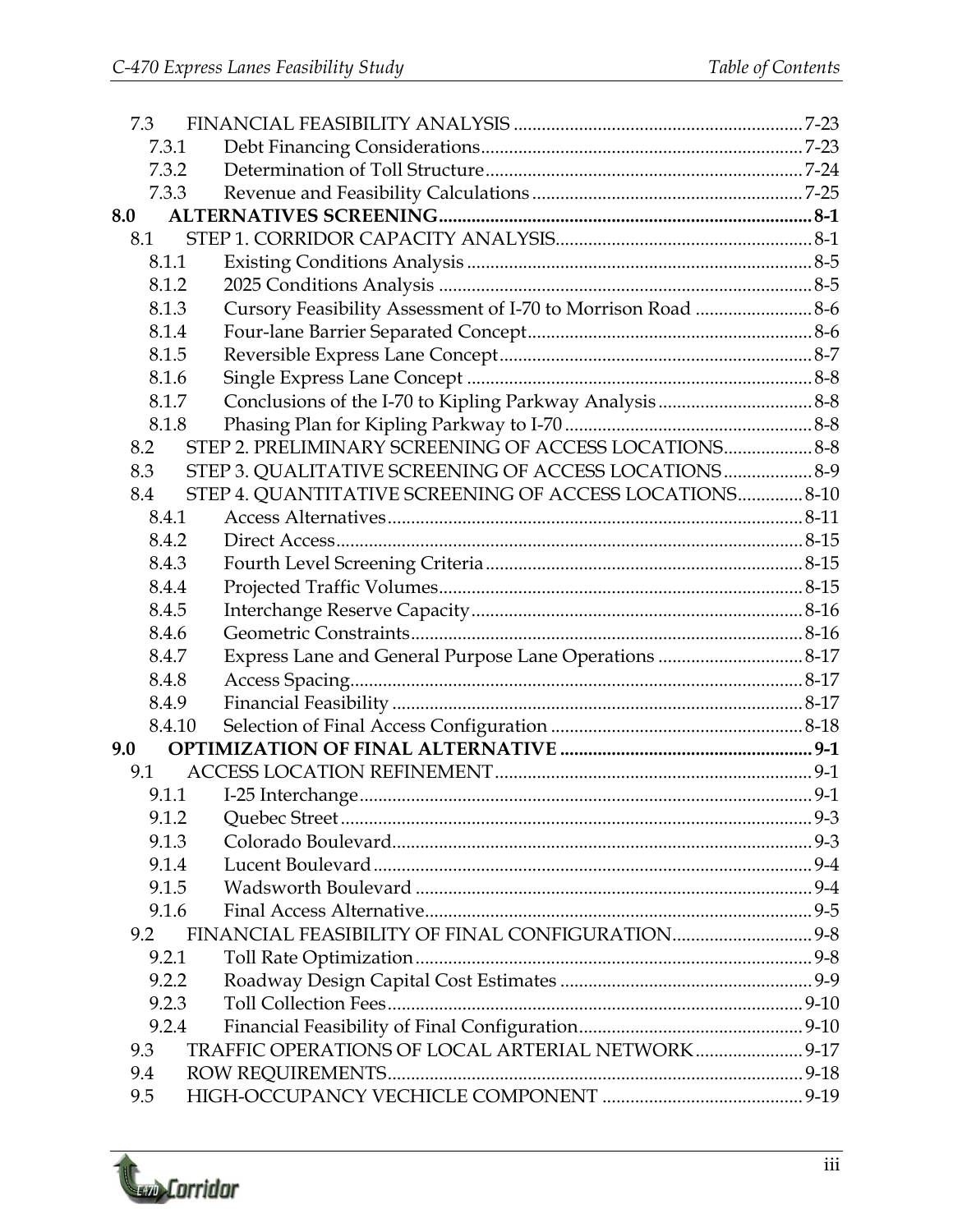| | | |
|---|---|---|
| 7.3 | FINANCIAL FEASIBILITY ANALYSIS | 7-23 |
| 7.3.1 | Debt Financing Considerations | 7-23 |
| 7.3.2 | Determination of Toll Structure | 7-24 |
| 7.3.3 | Revenue and Feasibility Calculations | 7-25 |
| **8.0** | **ALTERNATIVES SCREENING** | **8-1** |
| 8.1 | STEP 1. CORRIDOR CAPACITY ANALYSIS | 8-1 |
| 8.1.1 | Existing Conditions Analysis | 8-5 |
| 8.1.2 | 2025 Conditions Analysis | 8-5 |
| 8.1.3 | Cursory Feasibility Assessment of I-70 to Morrison Road | 8-6 |
| 8.1.4 | Four-lane Barrier Separated Concept | 8-6 |
| 8.1.5 | Reversible Express Lane Concept | 8-7 |
| 8.1.6 | Single Express Lane Concept | 8-8 |
| 8.1.7 | Conclusions of the I-70 to Kipling Parkway Analysis | 8-8 |
| 8.1.8 | Phasing Plan for Kipling Parkway to I-70 | 8-8 |
| 8.2 | STEP 2. PRELIMINARY SCREENING OF ACCESS LOCATIONS | 8-8 |
| 8.3 | STEP 3. QUALITATIVE SCREENING OF ACCESS LOCATIONS | 8-9 |
| 8.4 | STEP 4. QUANTITATIVE SCREENING OF ACCESS LOCATIONS | 8-10 |
| 8.4.1 | Access Alternatives | 8-11 |
| 8.4.2 | Direct Access | 8-15 |
| 8.4.3 | Fourth Level Screening Criteria | 8-15 |
| 8.4.4 | Projected Traffic Volumes | 8-15 |
| 8.4.5 | Interchange Reserve Capacity | 8-16 |
| 8.4.6 | Geometric Constraints | 8-16 |
| 8.4.7 | Express Lane and General Purpose Lane Operations | 8-17 |
| 8.4.8 | Access Spacing | 8-17 |
| 8.4.9 | Financial Feasibility | 8-17 |
| 8.4.10 | Selection of Final Access Configuration | 8-18 |
| **9.0** | **OPTIMIZATION OF FINAL ALTERNATIVE** | **9-1** |
| 9.1 | ACCESS LOCATION REFINEMENT | 9-1 |
| 9.1.1 | I-25 Interchange | 9-1 |
| 9.1.2 | Quebec Street | 9-3 |
| 9.1.3 | Colorado Boulevard | 9-3 |
| 9.1.4 | Lucent Boulevard | 9-4 |
| 9.1.5 | Wadsworth Boulevard | 9-4 |
| 9.1.6 | Final Access Alternative | 9-5 |
| 9.2 | FINANCIAL FEASIBILITY OF FINAL CONFIGURATION | 9-8 |
| 9.2.1 | Toll Rate Optimization | 9-8 |
| 9.2.2 | Roadway Design Capital Cost Estimates | 9-9 |
| 9.2.3 | Toll Collection Fees | 9-10 |
| 9.2.4 | Financial Feasibility of Final Configuration | 9-10 |
| 9.3 | TRAFFIC OPERATIONS OF LOCAL ARTERIAL NETWORK | 9-17 |
| 9.4 | ROW REQUIREMENTS | 9-18 |
| 9.5 | HIGH-OCCUPANCY VECHICLE COMPONENT | 9-19 |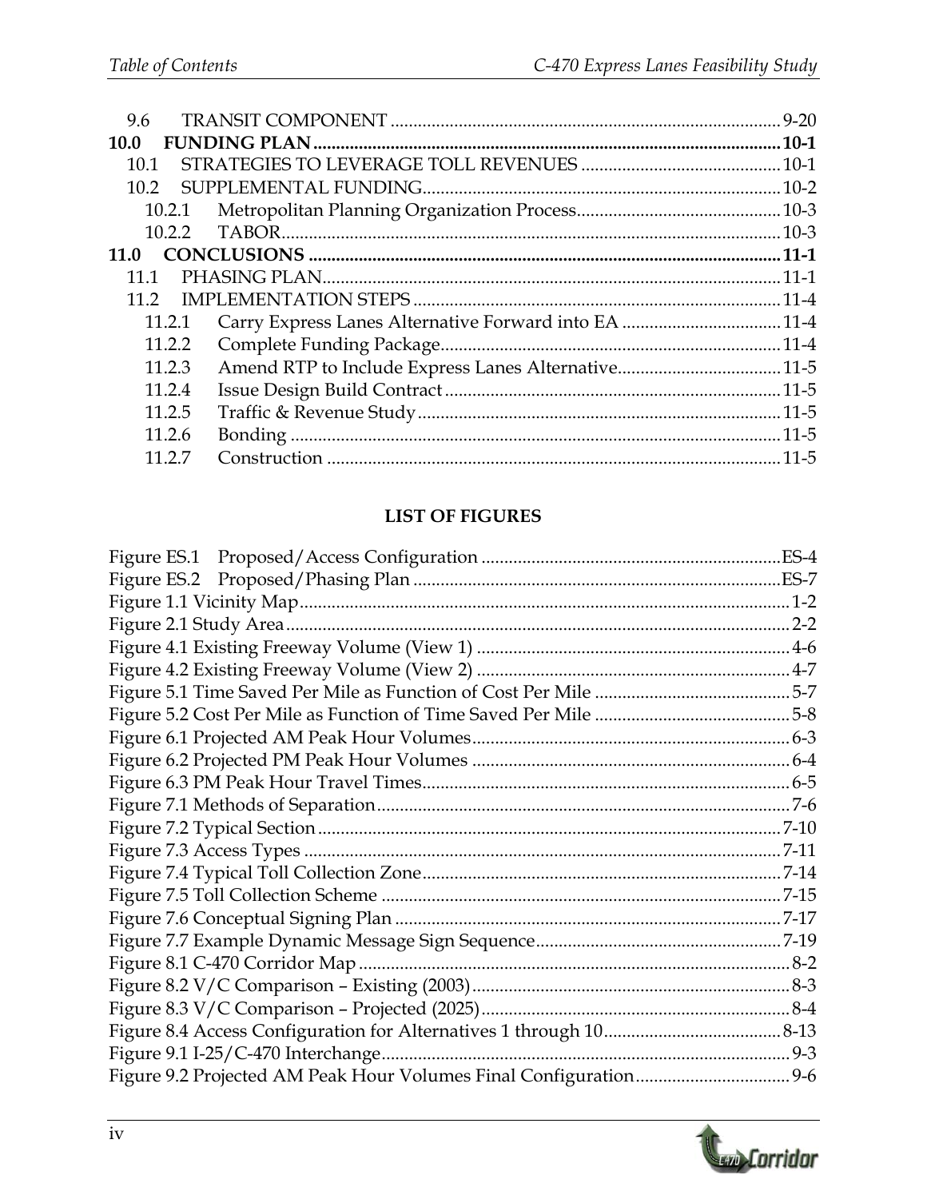9.6 TRANSIT COMPONENT ....................................................................................9-20

**10.0 FUNDING PLAN.......................................................................................................10-1**

10.1 STRATEGIES TO LEVERAGE TOLL REVENUES ............................................10-1

10.2 SUPPLEMENTAL FUNDING..............................................................................10-2

10.2.1 Metropolitan Planning Organization Process............................................10-3

10.2.2 TABOR...........................................................................................................10-3

**11.0 CONCLUSIONS .......................................................................................................11-1**

11.1 PHASING PLAN.....................................................................................................11-1

11.2 IMPLEMENTATION STEPS ................................................................................11-4

11.2.1 Carry Express Lanes Alternative Forward into EA ..................................11-4

11.2.2 Complete Funding Package.........................................................................11-4

11.2.3 Amend RTP to Include Express Lanes Alternative...................................11-5

11.2.4 Issue Design Build Contract ........................................................................11-5

11.2.5 Traffic & Revenue Study..............................................................................11-5

11.2.6 Bonding ..........................................................................................................11-5

11.2.7 Construction ..................................................................................................11-5

**LIST OF FIGURES**

Figure ES.1 Proposed/Access Configuration ................................................................ES-4

Figure ES.2 Proposed/Phasing Plan ...............................................................................ES-7

Figure 1.1 Vicinity Map.........................................................................................................1-2

Figure 2.1 Study Area ...........................................................................................................2-2

Figure 4.1 Existing Freeway Volume (View 1) ..................................................................4-6

Figure 4.2 Existing Freeway Volume (View 2) ..................................................................4-7

Figure 5.1 Time Saved Per Mile as Function of Cost Per Mile ..........................................5-7

Figure 5.2 Cost Per Mile as Function of Time Saved Per Mile ..........................................5-8

Figure 6.1 Projected AM Peak Hour Volumes....................................................................6-3

Figure 6.2 Projected PM Peak Hour Volumes ....................................................................6-4

Figure 6.3 PM Peak Hour Travel Times...............................................................................6-5

Figure 7.1 Methods of Separation.........................................................................................7-6

Figure 7.2 Typical Section....................................................................................................7-10

Figure 7.3 Access Types .......................................................................................................7-11

Figure 7.4 Typical Toll Collection Zone.............................................................................7-14

Figure 7.5 Toll Collection Scheme ......................................................................................7-15

Figure 7.6 Conceptual Signing Plan ...................................................................................7-17

Figure 7.7 Example Dynamic Message Sign Sequence.....................................................7-19

Figure 8.1 C-470 Corridor Map ............................................................................................8-2

Figure 8.2 V/C Comparison – Existing (2003)....................................................................8-3

Figure 8.3 V/C Comparison – Projected (2025)..................................................................8-4

Figure 8.4 Access Configuration for Alternatives 1 through 10.......................................8-13

Figure 9.1 I-25/C-470 Interchange........................................................................................9-3

Figure 9.2 Projected AM Peak Hour Volumes Final Configuration.................................9-6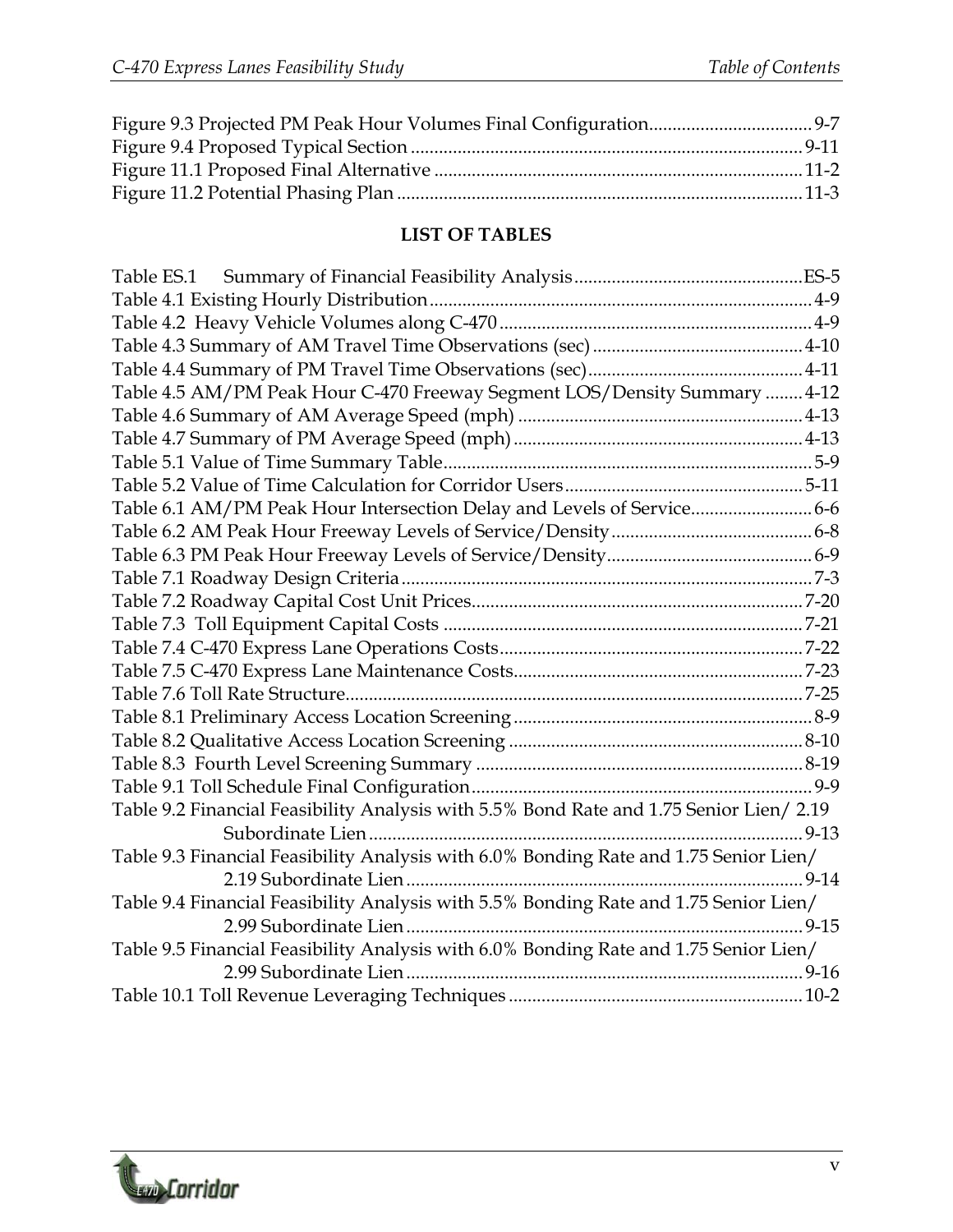Figure 9.3 Projected PM Peak Hour Volumes Final Configuration.................................. 9-7
Figure 9.4 Proposed Typical Section .................................................................................. 9-11
Figure 11.1 Proposed Final Alternative ............................................................................. 11-2
Figure 11.2 Potential Phasing Plan ..................................................................................... 11-3

## LIST OF TABLES

Table ES.1 Summary of Financial Feasibility Analysis ................................................ ES-5
Table 4.1 Existing Hourly Distribution ................................................................................ 4-9
Table 4.2 Heavy Vehicle Volumes along C-470 .................................................................. 4-9
Table 4.3 Summary of AM Travel Time Observations (sec) ............................................ 4-10
Table 4.4 Summary of PM Travel Time Observations (sec) ............................................. 4-11
Table 4.5 AM/PM Peak Hour C-470 Freeway Segment LOS/Density Summary ........ 4-12
Table 4.6 Summary of AM Average Speed (mph) ............................................................ 4-13
Table 4.7 Summary of PM Average Speed (mph) ............................................................. 4-13
Table 5.1 Value of Time Summary Table .............................................................................. 5-9
Table 5.2 Value of Time Calculation for Corridor Users ................................................... 5-11
Table 6.1 AM/PM Peak Hour Intersection Delay and Levels of Service .......................... 6-6
Table 6.2 AM Peak Hour Freeway Levels of Service/Density ........................................... 6-8
Table 6.3 PM Peak Hour Freeway Levels of Service/Density ............................................ 6-9
Table 7.1 Roadway Design Criteria ....................................................................................... 7-3
Table 7.2 Roadway Capital Cost Unit Prices ....................................................................... 7-20
Table 7.3 Toll Equipment Capital Costs ............................................................................ 7-21
Table 7.4 C-470 Express Lane Operations Costs ................................................................ 7-22
Table 7.5 C-470 Express Lane Maintenance Costs ............................................................. 7-23
Table 7.6 Toll Rate Structure ................................................................................................. 7-25
Table 8.1 Preliminary Access Location Screening ............................................................... 8-9
Table 8.2 Qualitative Access Location Screening .............................................................. 8-10
Table 8.3 Fourth Level Screening Summary ...................................................................... 8-19
Table 9.1 Toll Schedule Final Configuration ........................................................................ 9-9
Table 9.2 Financial Feasibility Analysis with 5.5% Bond Rate and 1.75 Senior Lien/ 2.19 Subordinate Lien ............................................................................................ 9-13
Table 9.3 Financial Feasibility Analysis with 6.0% Bonding Rate and 1.75 Senior Lien/ 2.19 Subordinate Lien .................................................................................... 9-14
Table 9.4 Financial Feasibility Analysis with 5.5% Bonding Rate and 1.75 Senior Lien/ 2.99 Subordinate Lien .................................................................................... 9-15
Table 9.5 Financial Feasibility Analysis with 6.0% Bonding Rate and 1.75 Senior Lien/ 2.99 Subordinate Lien .................................................................................... 9-16
Table 10.1 Toll Revenue Leveraging Techniques ............................................................... 10-2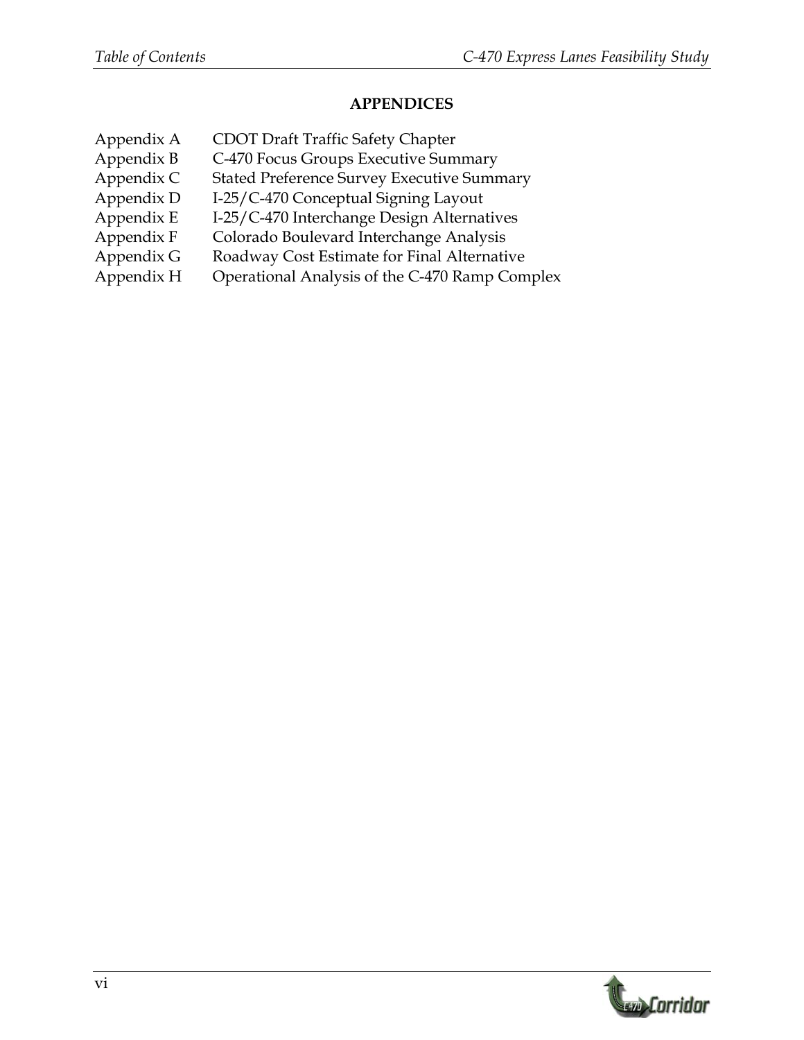## APPENDICES

| | |
|---|---|
| Appendix A | CDOT Draft Traffic Safety Chapter |
| Appendix B | C-470 Focus Groups Executive Summary |
| Appendix C | Stated Preference Survey Executive Summary |
| Appendix D | I-25/C-470 Conceptual Signing Layout |
| Appendix E | I-25/C-470 Interchange Design Alternatives |
| Appendix F | Colorado Boulevard Interchange Analysis |
| Appendix G | Roadway Cost Estimate for Final Alternative |
| Appendix H | Operational Analysis of the C-470 Ramp Complex |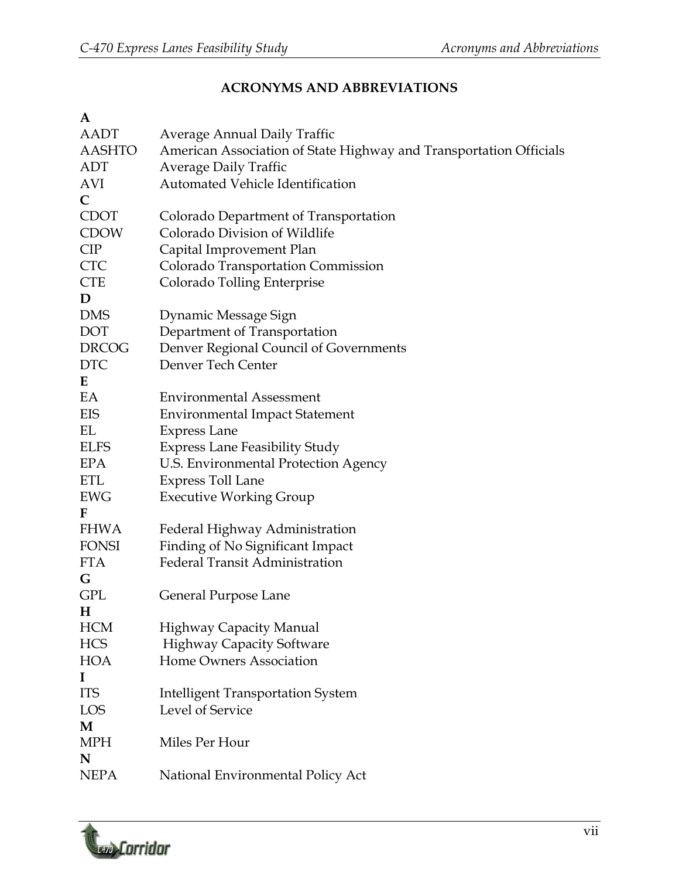# ACRONYMS AND ABBREVIATIONS

**A**

| | |
|---|---|
| AADT | Average Annual Daily Traffic |
| AASHTO | American Association of State Highway and Transportation Officials |
| ADT | Average Daily Traffic |
| AVI | Automated Vehicle Identification |

**C**

| | |
|---|---|
| CDOT | Colorado Department of Transportation |
| CDOW | Colorado Division of Wildlife |
| CIP | Capital Improvement Plan |
| CTC | Colorado Transportation Commission |
| CTE | Colorado Tolling Enterprise |

**D**

| | |
|---|---|
| DMS | Dynamic Message Sign |
| DOT | Department of Transportation |
| DRCOG | Denver Regional Council of Governments |
| DTC | Denver Tech Center |

**E**

| | |
|---|---|
| EA | Environmental Assessment |
| EIS | Environmental Impact Statement |
| EL | Express Lane |
| ELFS | Express Lane Feasibility Study |
| EPA | U.S. Environmental Protection Agency |
| ETL | Express Toll Lane |
| EWG | Executive Working Group |

**F**

| | |
|---|---|
| FHWA | Federal Highway Administration |
| FONSI | Finding of No Significant Impact |
| FTA | Federal Transit Administration |

**G**

| | |
|---|---|
| GPL | General Purpose Lane |

**H**

| | |
|---|---|
| HCM | Highway Capacity Manual |
| HCS | Highway Capacity Software |
| HOA | Home Owners Association |

**I**

| | |
|---|---|
| ITS | Intelligent Transportation System |
| LOS | Level of Service |

**M**

| | |
|---|---|
| MPH | Miles Per Hour |

**N**

| | |
|---|---|
| NEPA | National Environmental Policy Act |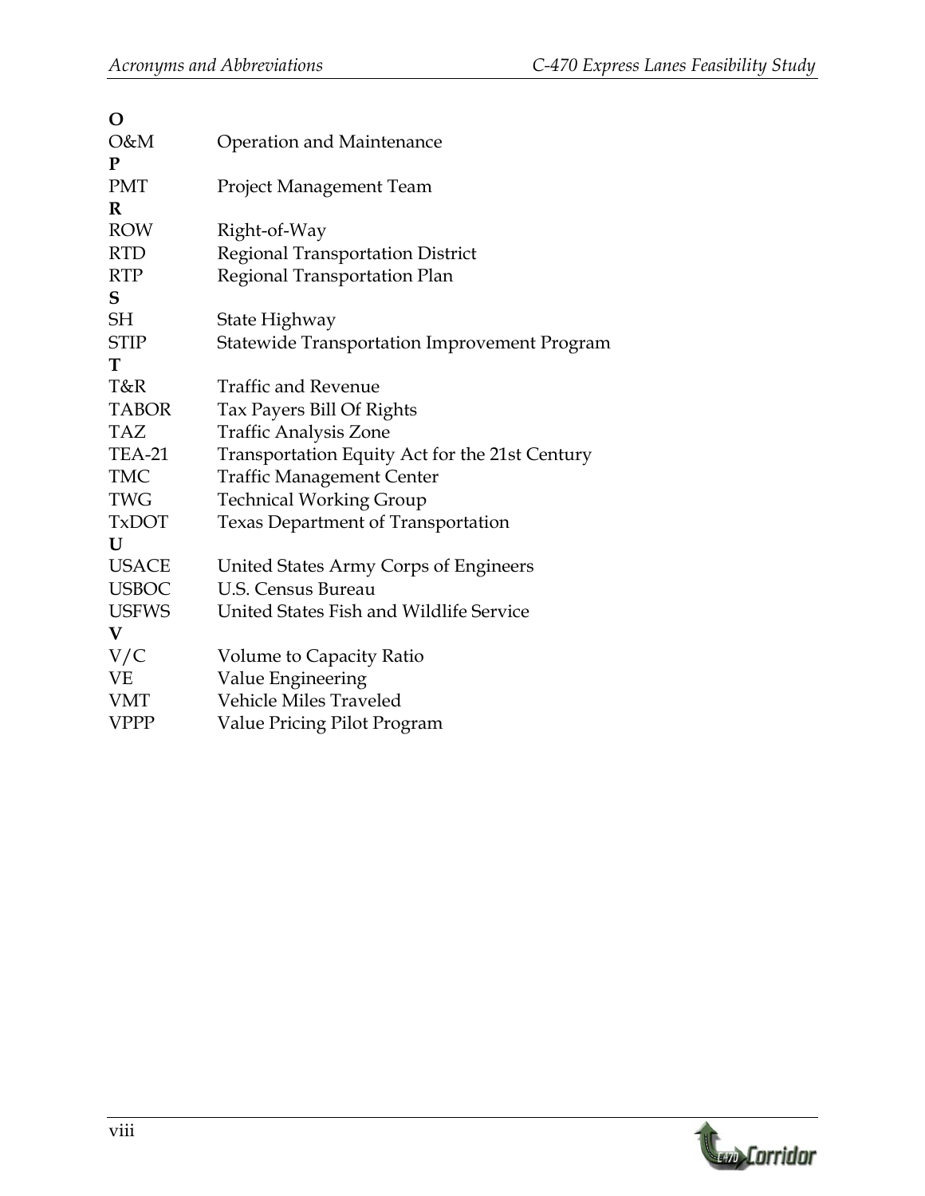**O**

| | |
|---|---|
| O&M | Operation and Maintenance |

**P**

| | |
|---|---|
| PMT | Project Management Team |

**R**

| | |
|---|---|
| ROW | Right-of-Way |
| RTD | Regional Transportation District |
| RTP | Regional Transportation Plan |

**S**

| | |
|---|---|
| SH | State Highway |
| STIP | Statewide Transportation Improvement Program |

**T**

| | |
|---|---|
| T&R | Traffic and Revenue |
| TABOR | Tax Payers Bill Of Rights |
| TAZ | Traffic Analysis Zone |
| TEA-21 | Transportation Equity Act for the 21st Century |
| TMC | Traffic Management Center |
| TWG | Technical Working Group |
| TxDOT | Texas Department of Transportation |

**U**

| | |
|---|---|
| USACE | United States Army Corps of Engineers |
| USBOC | U.S. Census Bureau |
| USFWS | United States Fish and Wildlife Service |

**V**

| | |
|---|---|
| V/C | Volume to Capacity Ratio |
| VE | Value Engineering |
| VMT | Vehicle Miles Traveled |
| VPPP | Value Pricing Pilot Program |